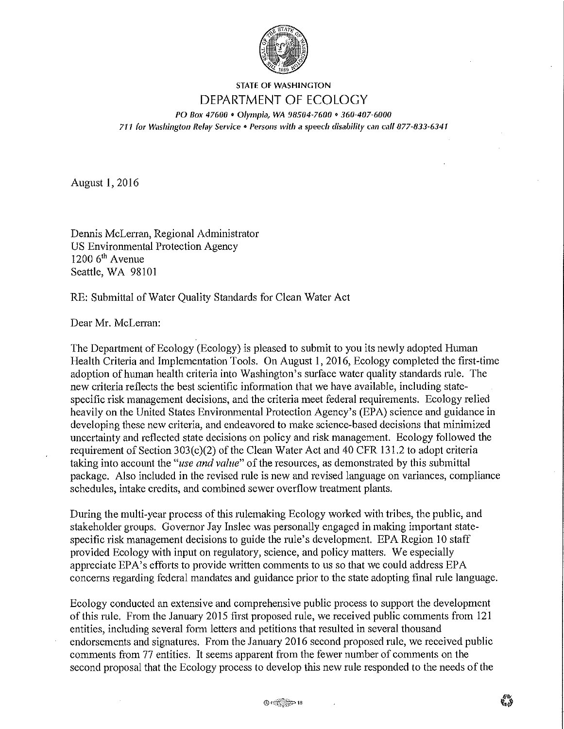STATE OF WASHINGTON

# DEPARTMENT OF ECOLOGY

*PO Box 47600 • Olympia, WA 98504-7600 • 360-407-6000*
*711 for Washington Relay Service • Persons with a speech disability can call 877-833-6341*

August 1, 2016

Dennis McLerran, Regional Administrator
US Environmental Protection Agency
1200 6[th] Avenue
Seattle, WA 98101

RE: Submittal of Water Quality Standards for Clean Water Act

Dear Mr. McLerran:

The Department of Ecology (Ecology) is pleased to submit to you its newly adopted Human Health Criteria and Implementation Tools. On August 1, 2016, Ecology completed the first-time adoption of human health criteria into Washington's surface water quality standards rule. The new criteria reflects the best scientific information that we have available, including state-specific risk management decisions, and the criteria meet federal requirements. Ecology relied heavily on the United States Environmental Protection Agency's (EPA) science and guidance in developing these new criteria, and endeavored to make science-based decisions that minimized uncertainty and reflected state decisions on policy and risk management. Ecology followed the requirement of Section 303(c)(2) of the Clean Water Act and 40 CFR 131.2 to adopt criteria taking into account the "*use and value*" of the resources, as demonstrated by this submittal package. Also included in the revised rule is new and revised language on variances, compliance schedules, intake credits, and combined sewer overflow treatment plants.

During the multi-year process of this rulemaking Ecology worked with tribes, the public, and stakeholder groups. Governor Jay Inslee was personally engaged in making important state-specific risk management decisions to guide the rule's development. EPA Region 10 staff provided Ecology with input on regulatory, science, and policy matters. We especially appreciate EPA's efforts to provide written comments to us so that we could address EPA concerns regarding federal mandates and guidance prior to the state adopting final rule language.

Ecology conducted an extensive and comprehensive public process to support the development of this rule. From the January 2015 first proposed rule, we received public comments from 121 entities, including several form letters and petitions that resulted in several thousand endorsements and signatures. From the January 2016 second proposed rule, we received public comments from 77 entities. It seems apparent from the fewer number of comments on the second proposal that the Ecology process to develop this new rule responded to the needs of the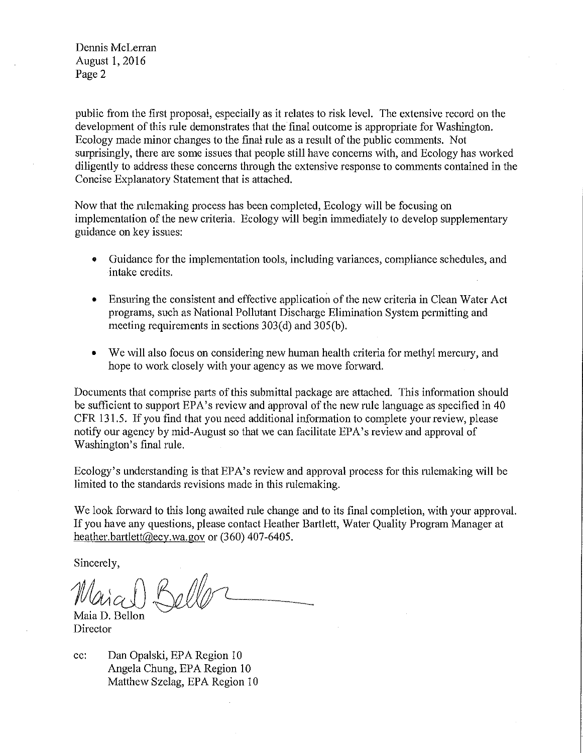public from the first proposal, especially as it relates to risk level. The extensive record on the development of this rule demonstrates that the final outcome is appropriate for Washington. Ecology made minor changes to the final rule as a result of the public comments. Not surprisingly, there are some issues that people still have concerns with, and Ecology has worked diligently to address these concerns through the extensive response to comments contained in the Concise Explanatory Statement that is attached.

Now that the rulemaking process has been completed, Ecology will be focusing on implementation of the new criteria. Ecology will begin immediately to develop supplementary guidance on key issues:

- Guidance for the implementation tools, including variances, compliance schedules, and intake credits.
- Ensuring the consistent and effective application of the new criteria in Clean Water Act programs, such as National Pollutant Discharge Elimination System permitting and meeting requirements in sections 303(d) and 305(b).
- We will also focus on considering new human health criteria for methyl mercury, and hope to work closely with your agency as we move forward.

Documents that comprise parts of this submittal package are attached. This information should be sufficient to support EPA's review and approval of the new rule language as specified in 40 CFR 131.5. If you find that you need additional information to complete your review, please notify our agency by mid-August so that we can facilitate EPA's review and approval of Washington's final rule.

Ecology's understanding is that EPA's review and approval process for this rulemaking will be limited to the standards revisions made in this rulemaking.

We look forward to this long awaited rule change and to its final completion, with your approval. If you have any questions, please contact Heather Bartlett, Water Quality Program Manager at heather.bartlett@ecy.wa.gov or (360) 407-6405.

Sincerely,

Maia D. Bellon
Director

cc: Dan Opalski, EPA Region 10
Angela Chung, EPA Region 10
Matthew Szelag, EPA Region 10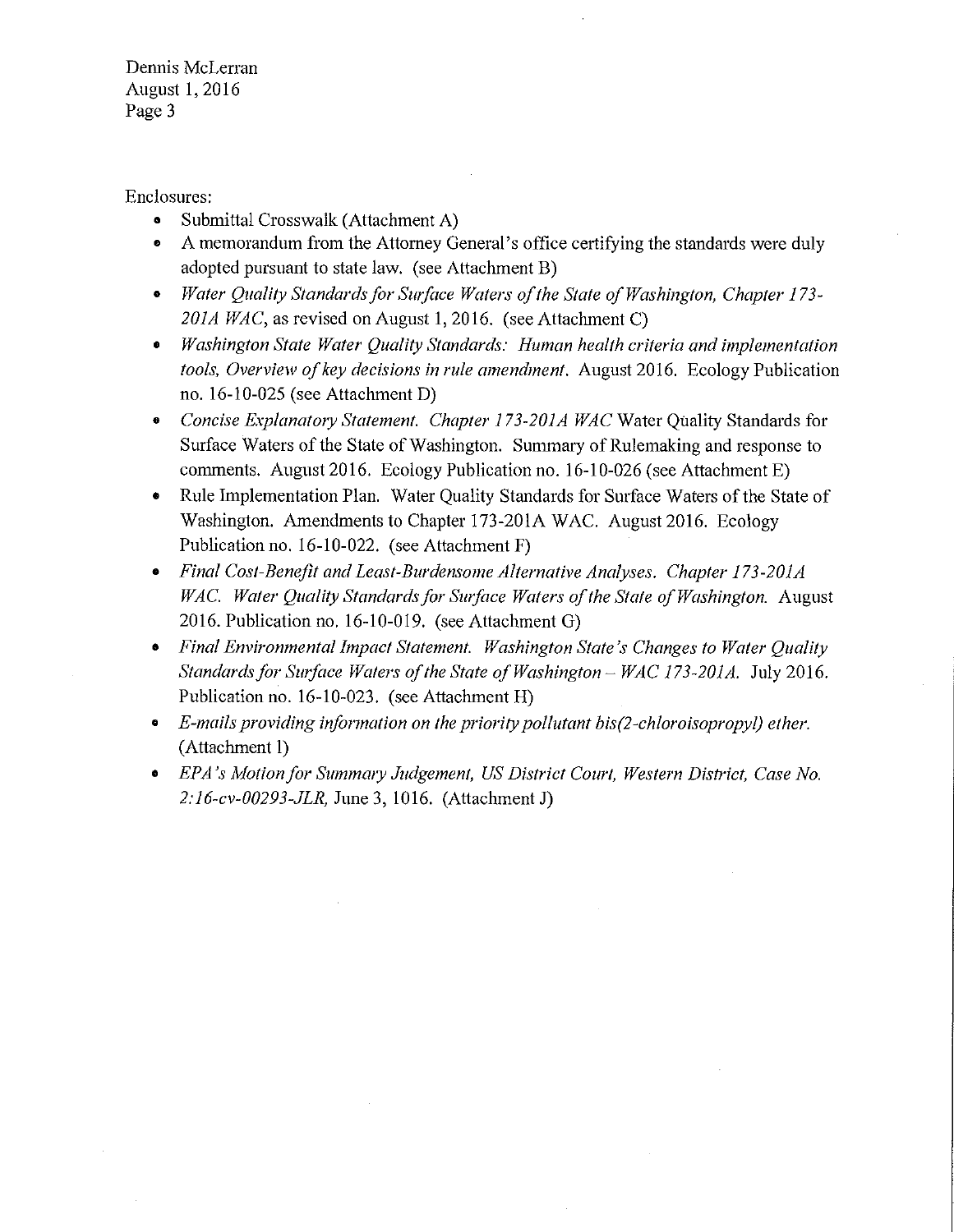Enclosures:

- Submittal Crosswalk (Attachment A)
- A memorandum from the Attorney General's office certifying the standards were duly adopted pursuant to state law. (see Attachment B)
- *Water Quality Standards for Surface Waters of the State of Washington, Chapter 173-201A WAC*, as revised on August 1, 2016. (see Attachment C)
- *Washington State Water Quality Standards: Human health criteria and implementation tools, Overview of key decisions in rule amendment.* August 2016. Ecology Publication no. 16-10-025 (see Attachment D)
- *Concise Explanatory Statement. Chapter 173-201A WAC* Water Quality Standards for Surface Waters of the State of Washington. Summary of Rulemaking and response to comments. August 2016. Ecology Publication no. 16-10-026 (see Attachment E)
- Rule Implementation Plan. Water Quality Standards for Surface Waters of the State of Washington. Amendments to Chapter 173-201A WAC. August 2016. Ecology Publication no. 16-10-022. (see Attachment F)
- *Final Cost-Benefit and Least-Burdensome Alternative Analyses. Chapter 173-201A WAC. Water Quality Standards for Surface Waters of the State of Washington.* August 2016. Publication no. 16-10-019. (see Attachment G)
- *Final Environmental Impact Statement. Washington State's Changes to Water Quality Standards for Surface Waters of the State of Washington – WAC 173-201A.* July 2016. Publication no. 16-10-023. (see Attachment H)
- *E-mails providing information on the priority pollutant bis(2-chloroisopropyl) ether.* (Attachment I)
- *EPA's Motion for Summary Judgement, US District Court, Western District, Case No. 2:16-cv-00293-JLR,* June 3, 1016. (Attachment J)